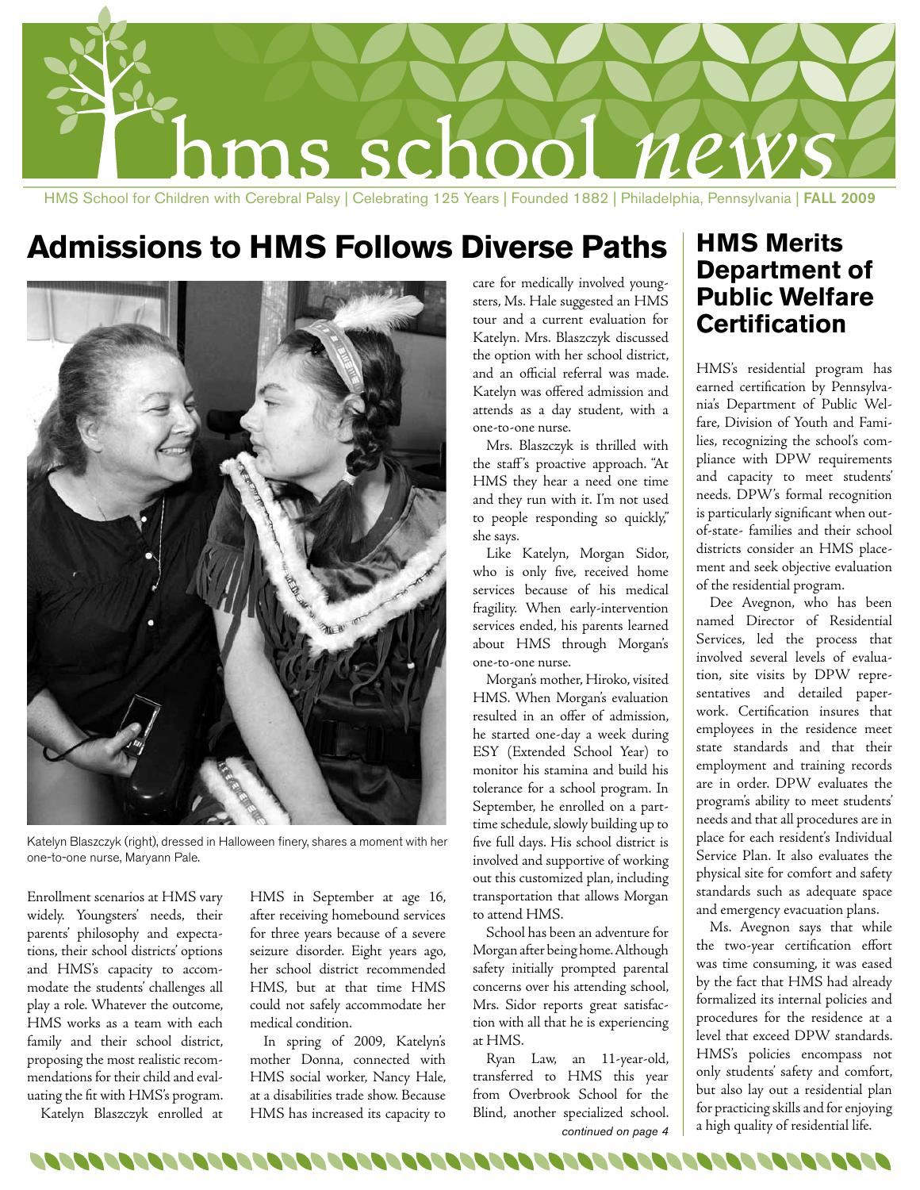# hms school *news*

HMS School for Children with Cerebral Palsy | Celebrating 125 Years | Founded 1882 | Philadelphia, Pennsylvania | **FALL 2009**

## Admissions to HMS Follows Diverse Paths

Katelyn Blaszczyk (right), dressed in Halloween finery, shares a moment with her one-to-one nurse, Maryann Pale.

Enrollment scenarios at HMS vary widely. Youngsters' needs, their parents' philosophy and expectations, their school districts' options and HMS's capacity to accommodate the students' challenges all play a role. Whatever the outcome, HMS works as a team with each family and their school district, proposing the most realistic recommendations for their child and evaluating the fit with HMS's program.

Katelyn Blaszczyk enrolled at HMS in September at age 16, after receiving homebound services for three years because of a severe seizure disorder. Eight years ago, her school district recommended HMS, but at that time HMS could not safely accommodate her medical condition.

In spring of 2009, Katelyn's mother Donna, connected with HMS social worker, Nancy Hale, at a disabilities trade show. Because HMS has increased its capacity to care for medically involved youngsters, Ms. Hale suggested an HMS tour and a current evaluation for Katelyn. Mrs. Blaszczyk discussed the option with her school district, and an official referral was made. Katelyn was offered admission and attends as a day student, with a one-to-one nurse.

Mrs. Blaszczyk is thrilled with the staff's proactive approach. "At HMS they hear a need one time and they run with it. I'm not used to people responding so quickly," she says.

Like Katelyn, Morgan Sidor, who is only five, received home services because of his medical fragility. When early-intervention services ended, his parents learned about HMS through Morgan's one-to-one nurse.

Morgan's mother, Hiroko, visited HMS. When Morgan's evaluation resulted in an offer of admission, he started one-day a week during ESY (Extended School Year) to monitor his stamina and build his tolerance for a school program. In September, he enrolled on a part-time schedule, slowly building up to five full days. His school district is involved and supportive of working out this customized plan, including transportation that allows Morgan to attend HMS.

School has been an adventure for Morgan after being home. Although safety initially prompted parental concerns over his attending school, Mrs. Sidor reports great satisfaction with all that he is experiencing at HMS.

Ryan Law, an 11-year-old, transferred to HMS this year from Overbrook School for the Blind, another specialized school.

*continued on page 4*

## HMS Merits Department of Public Welfare Certification

HMS's residential program has earned certification by Pennsylvania's Department of Public Welfare, Division of Youth and Families, recognizing the school's compliance with DPW requirements and capacity to meet students' needs. DPW's formal recognition is particularly significant when out-of-state- families and their school districts consider an HMS placement and seek objective evaluation of the residential program.

Dee Avegnon, who has been named Director of Residential Services, led the process that involved several levels of evaluation, site visits by DPW representatives and detailed paperwork. Certification insures that employees in the residence meet state standards and that their employment and training records are in order. DPW evaluates the program's ability to meet students' needs and that all procedures are in place for each resident's Individual Service Plan. It also evaluates the physical site for comfort and safety standards such as adequate space and emergency evacuation plans.

Ms. Avegnon says that while the two-year certification effort was time consuming, it was eased by the fact that HMS had already formalized its internal policies and procedures for the residence at a level that exceed DPW standards. HMS's policies encompass not only students' safety and comfort, but also lay out a residential plan for practicing skills and for enjoying a high quality of residential life.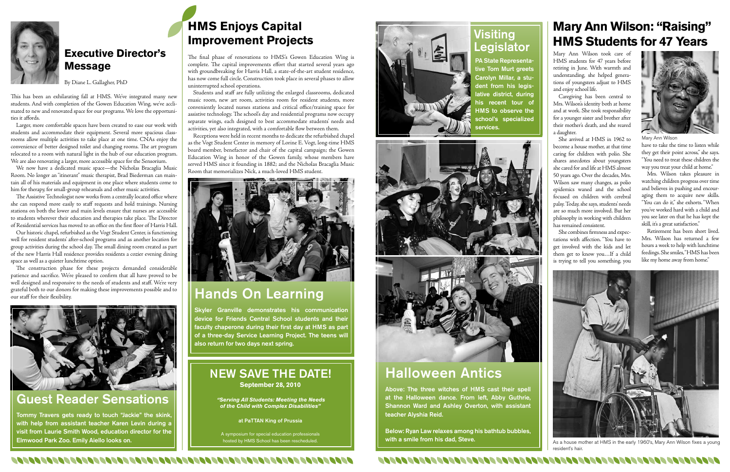## Executive Director's Message

By Diane L. Gallagher, PhD

This has been an exhilarating fall at HMS. We've integrated many new students. And with completion of the Gowen Education Wing, we've acclimated to new and renovated space for our programs. We love the opportunities it affords.

Larger, more comfortable spaces have been created to ease our work with students and accommodate their equipment. Several more spacious classrooms allow multiple activities to take place at one time. CNAs enjoy the convenience of better designed toilet and changing rooms. The art program relocated to a room with natural light in the hub of our education program. We are also renovating a larger, more accessible space for the Sensorium.

We now have a dedicated music space—the Nicholas Bracaglia Music Room. No longer an "itinerant" music therapist, Brad Biederman can maintain all of his materials and equipment in one place where students come to him for therapy, for small-group rehearsals and other music activities.

The Assistive Technologist now works from a centrally located office where she can respond more easily to staff requests and hold trainings. Nursing stations on both the lower and main levels ensure that nurses are accessible to students wherever their education and therapies take place. The Director of Residential services has moved to an office on the first floor of Harris Hall.

Our historic chapel, refurbished as the Vogt Student Center, is functioning well for resident students' after-school programs and as another location for group activities during the school day. The small dining room created as part of the new Harris Hall residence provides residents a cozier evening dining space as well as a quieter lunchtime option.

The construction phase for these projects demanded considerable patience and sacrifice. We're pleased to confirm that all have proved to be well designed and responsive to the needs of students and staff. We're very grateful both to our donors for making these improvements possible and to our staff for their flexibility.

## Guest Reader Sensations

Tommy Travers gets ready to touch "Jackie" the skink, with help from assistant teacher Karen Levin during a visit from Laurie Smith Wood, education director for the Elmwood Park Zoo. Emily Aiello looks on.

## HMS Enjoys Capital Improvement Projects

The final phase of renovations to HMS's Gowen Education Wing is complete. The capital improvements effort that started several years ago with groundbreaking for Harris Hall, a state-of-the-art student residence, has now come full circle. Construction took place in several phases to allow uninterrupted school operations.

Students and staff are fully utilizing the enlarged classrooms, dedicated music room, new art room, activities room for resident students, more conveniently located nurses stations and critical office/training space for assistive technology. The school's day and residential programs now occupy separate wings, each designed to best accommodate students' needs and activities, yet also integrated, with a comfortable flow between them.

Receptions were held in recent months to dedicate the refurbished chapel as the Vogt Student Center in memory of Lorine E. Vogt, long-time HMS board member, benefactor and chair of the capital campaign; the Gowen Education Wing in honor of the Gowen family, whose members have served HMS since it founding in 1882; and the Nicholas Bracaglia Music Room that memorializes Nick, a much-loved HMS student.

## Hands On Learning

Skyler Granville demonstrates his communication device for Friends Central School students and their faculty chaperone during their first day at HMS as part of a three-day Service Learning Project. The teens will also return for two days next spring.

## NEW SAVE THE DATE!

**September 28, 2010**

***"Serving All Students: Meeting the Needs of the Child with Complex Disabilities"***

at PaTTAN King of Prussia

A symposium for special education professionals hosted by HMS School has been rescheduled.

## Visiting Legislator

PA State Representative Tom Murt greets Carolyn Millar, a student from his legislative district, during his recent tour of HMS to observe the school's specialized services.

## Halloween Antics

Above: The three witches of HMS cast their spell at the Halloween dance. From left, Abby Guthrie, Shannon Ward and Ashley Overton, with assistant teacher Alyshia Reid.

Below: Ryan Law relaxes among his bathtub bubbles, with a smile from his dad, Steve.

## Mary Ann Wilson: "Raising" HMS Students for 47 Years

Mary Ann Wilson took care of HMS students for 47 years before retiring in June. With warmth and understanding, she helped generations of youngsters adjust to HMS and enjoy school life.

Caregiving has been central to Mrs. Wilson's identity both at home and at work. She took responsibility for a younger sister and brother after their mother's death, and she reared a daughter.

She arrived at HMS in 1962 to become a house mother, at that time caring for children with polio. She shares anecdotes about youngsters she cared for and life at HMS almost 50 years ago. Over the decades, Mrs. Wilson saw many changes, as polio epidemics waned and the school focused on children with cerebral palsy. Today, she says, students' needs are so much more involved. But her philosophy in working with children has remained consistent.

She combines firmness and expectations with affection. "You have to get involved with the kids and let them get to know you…If a child is trying to tell you something, you have to take the time to listen while they get their point across," she says. "You need to treat these children the way you treat your child at home."

Mary Ann Wilson

Mrs. Wilson takes pleasure in watching children progress over time and believes in pushing and encouraging them to acquire new skills. "You can do it," she exhorts. "When you've worked hard with a child and you see later on that he has kept the skill, it's a great satisfaction."

Retirement has been short lived. Mrs. Wilson has returned a few hours a week to help with lunchtime feedings. She smiles, "HMS has been like my home away from home."

As a house mother at HMS in the early 1960's, Mary Ann Wilson fixes a young resident's hair.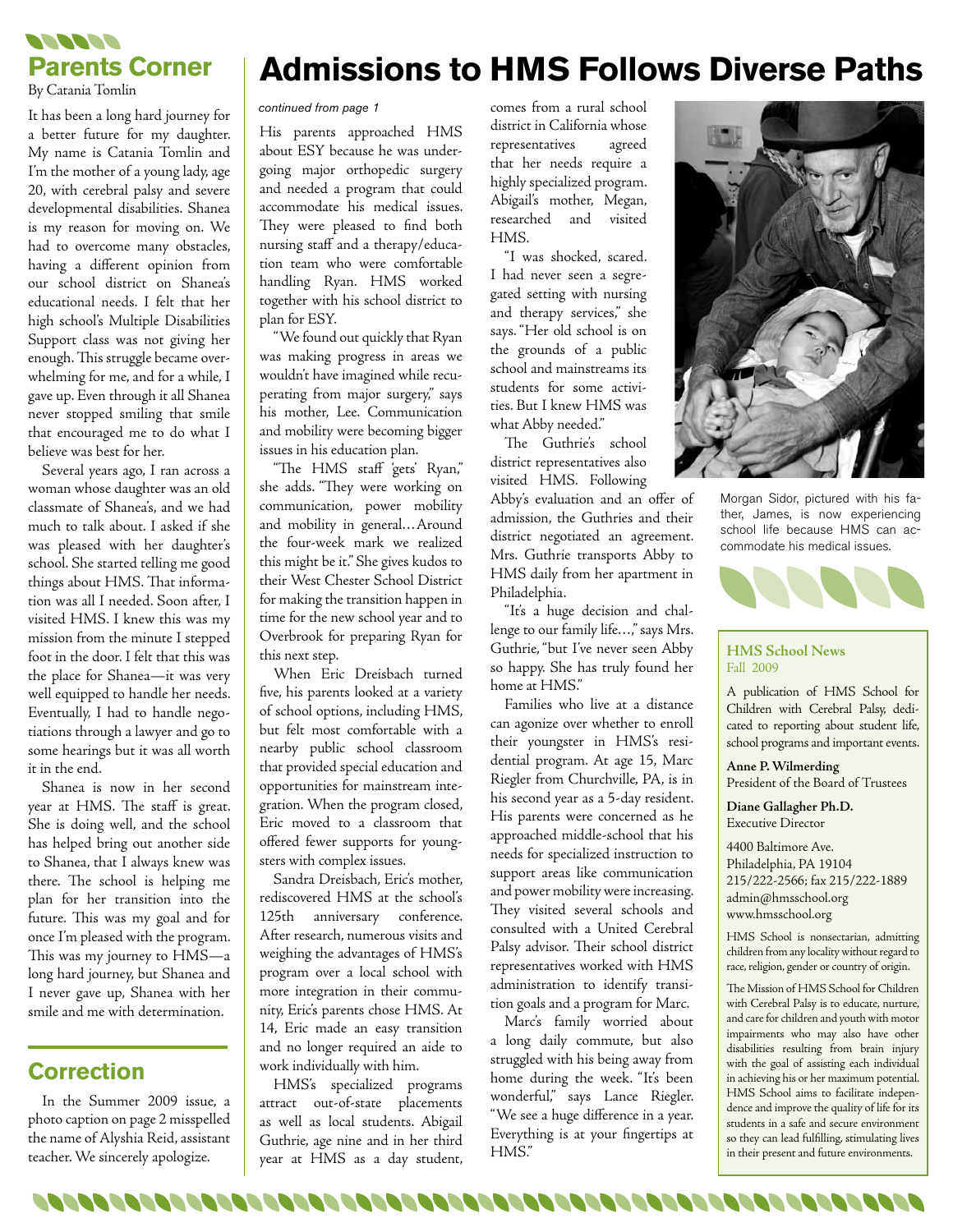## Parents Corner

By Catania Tomlin

It has been a long hard journey for a better future for my daughter. My name is Catania Tomlin and I'm the mother of a young lady, age 20, with cerebral palsy and severe developmental disabilities. Shanea is my reason for moving on. We had to overcome many obstacles, having a different opinion from our school district on Shanea's educational needs. I felt that her high school's Multiple Disabilities Support class was not giving her enough. This struggle became overwhelming for me, and for a while, I gave up. Even through it all Shanea never stopped smiling that smile that encouraged me to do what I believe was best for her.

Several years ago, I ran across a woman whose daughter was an old classmate of Shanea's, and we had much to talk about. I asked if she was pleased with her daughter's school. She started telling me good things about HMS. That information was all I needed. Soon after, I visited HMS. I knew this was my mission from the minute I stepped foot in the door. I felt that this was the place for Shanea—it was very well equipped to handle her needs. Eventually, I had to handle negotiations through a lawyer and go to some hearings but it was all worth it in the end.

Shanea is now in her second year at HMS. The staff is great. She is doing well, and the school has helped bring out another side to Shanea, that I always knew was there. The school is helping me plan for her transition into the future. This was my goal and for once I'm pleased with the program. This was my journey to HMS—a long hard journey, but Shanea and I never gave up, Shanea with her smile and me with determination.

## Correction

In the Summer 2009 issue, a photo caption on page 2 misspelled the name of Alyshia Reid, assistant teacher. We sincerely apologize.

# Admissions to HMS Follows Diverse Paths

*continued from page 1*

His parents approached HMS about ESY because he was undergoing major orthopedic surgery and needed a program that could accommodate his medical issues. They were pleased to find both nursing staff and a therapy/education team who were comfortable handling Ryan. HMS worked together with his school district to plan for ESY.

"We found out quickly that Ryan was making progress in areas we wouldn't have imagined while recuperating from major surgery," says his mother, Lee. Communication and mobility were becoming bigger issues in his education plan.

"The HMS staff 'gets' Ryan," she adds. "They were working on communication, power mobility and mobility in general…Around the four-week mark we realized this might be it." She gives kudos to their West Chester School District for making the transition happen in time for the new school year and to Overbrook for preparing Ryan for this next step.

When Eric Dreisbach turned five, his parents looked at a variety of school options, including HMS, but felt most comfortable with a nearby public school classroom that provided special education and opportunities for mainstream integration. When the program closed, Eric moved to a classroom that offered fewer supports for youngsters with complex issues.

Sandra Dreisbach, Eric's mother, rediscovered HMS at the school's 125th anniversary conference. After research, numerous visits and weighing the advantages of HMS's program over a local school with more integration in their community, Eric's parents chose HMS. At 14, Eric made an easy transition and no longer required an aide to work individually with him.

HMS's specialized programs attract out-of-state placements as well as local students. Abigail Guthrie, age nine and in her third year at HMS as a day student, comes from a rural school district in California whose representatives agreed that her needs require a highly specialized program. Abigail's mother, Megan, researched and visited HMS.

"I was shocked, scared. I had never seen a segregated setting with nursing and therapy services," she says. "Her old school is on the grounds of a public school and mainstreams its students for some activities. But I knew HMS was what Abby needed."

The Guthrie's school district representatives also visited HMS. Following Abby's evaluation and an offer of admission, the Guthries and their district negotiated an agreement. Mrs. Guthrie transports Abby to HMS daily from her apartment in Philadelphia.

"It's a huge decision and challenge to our family life…," says Mrs. Guthrie, "but I've never seen Abby so happy. She has truly found her home at HMS."

Families who live at a distance can agonize over whether to enroll their youngster in HMS's residential program. At age 15, Marc Riegler from Churchville, PA, is in his second year as a 5-day resident. His parents were concerned as he approached middle-school that his needs for specialized instruction to support areas like communication and power mobility were increasing. They visited several schools and consulted with a United Cerebral Palsy advisor. Their school district representatives worked with HMS administration to identify transition goals and a program for Marc.

Marc's family worried about a long daily commute, but also struggled with his being away from home during the week. "It's been wonderful," says Lance Riegler. "We see a huge difference in a year. Everything is at your fingertips at HMS."

Morgan Sidor, pictured with his father, James, is now experiencing school life because HMS can accommodate his medical issues.

**HMS School News**
Fall 2009

A publication of HMS School for Children with Cerebral Palsy, dedicated to reporting about student life, school programs and important events.

**Anne P. Wilmerding**
President of the Board of Trustees

**Diane Gallagher Ph.D.**
Executive Director

4400 Baltimore Ave.
Philadelphia, PA 19104
215/222-2566; fax 215/222-1889
admin@hmsschool.org
www.hmsschool.org

HMS School is nonsectarian, admitting children from any locality without regard to race, religion, gender or country of origin.

The Mission of HMS School for Children with Cerebral Palsy is to educate, nurture, and care for children and youth with motor impairments who may also have other disabilities resulting from brain injury with the goal of assisting each individual in achieving his or her maximum potential. HMS School aims to facilitate independence and improve the quality of life for its students in a safe and secure environment so they can lead fulfilling, stimulating lives in their present and future environments.